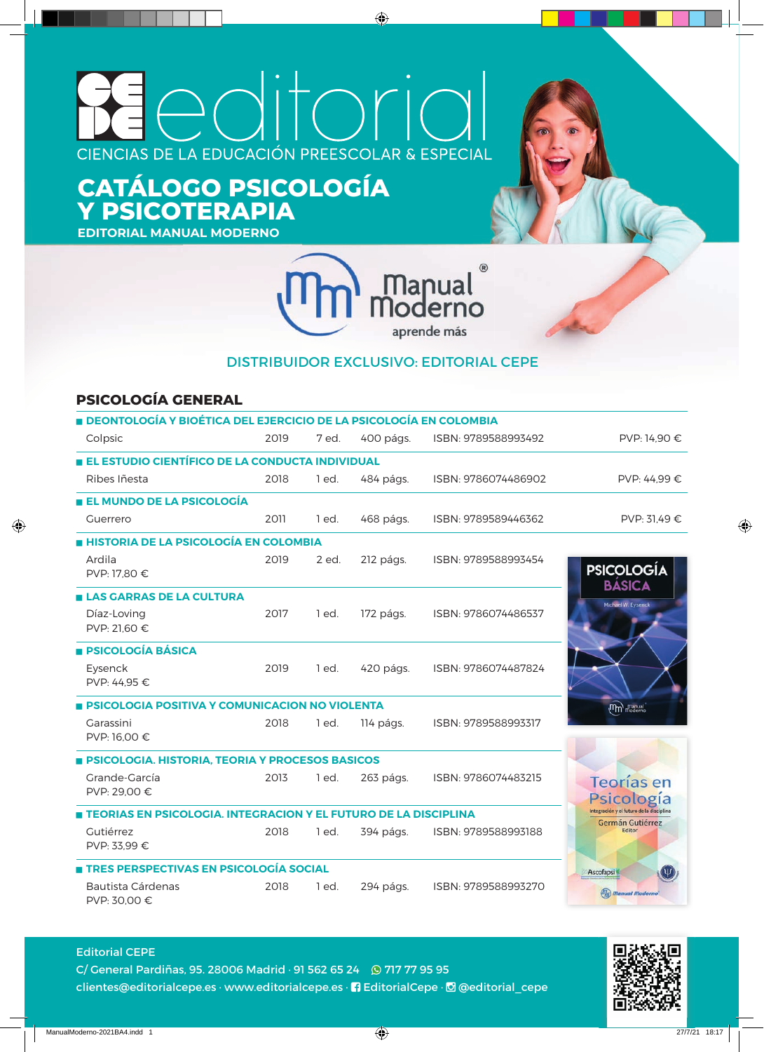# CEPE editorial

CIENCIAS DE LA EDUCACIÓN PREESCOLAR & ESPECIAL

## CATÁLOGO PSICOLOGÍA Y PSICOTERAPIA

**EDITORIAL MANUAL MODERNO**

Manual Moderno® aprende más

DISTRIBUIDOR EXCLUSIVO: EDITORIAL CEPE

## PSICOLOGÍA GENERAL

**DEONTOLOGÍA Y BIOÉTICA DEL EJERCICIO DE LA PSICOLOGÍA EN COLOMBIA**

Colpsic | 2019 | 7 ed. | 400 págs. | ISBN: 9789588993492 | PVP: 14,90 €

**EL ESTUDIO CIENTÍFICO DE LA CONDUCTA INDIVIDUAL**

Ribes Iñesta | 2018 | 1 ed. | 484 págs. | ISBN: 9786074486902 | PVP: 44,99 €

**EL MUNDO DE LA PSICOLOGÍA**

Guerrero | 2011 | 1 ed. | 468 págs. | ISBN: 9789589446362 | PVP: 31,49 €

**HISTORIA DE LA PSICOLOGÍA EN COLOMBIA**

Ardila | 2019 | 2 ed. | 212 págs. | ISBN: 9789588993454 | PVP: 17,80 €

**LAS GARRAS DE LA CULTURA**

Díaz-Loving | 2017 | 1 ed. | 172 págs. | ISBN: 9786074486537 | PVP: 21,60 €

**PSICOLOGÍA BÁSICA**

Eysenck | 2019 | 1 ed. | 420 págs. | ISBN: 9786074487824 | PVP: 44,95 €

**PSICOLOGIA POSITIVA Y COMUNICACION NO VIOLENTA**

Garassini | 2018 | 1 ed. | 114 págs. | ISBN: 9789588993317 | PVP: 16,00 €

**PSICOLOGIA. HISTORIA, TEORIA Y PROCESOS BASICOS**

Grande-García | 2013 | 1 ed. | 263 págs. | ISBN: 9786074483215 | PVP: 29,00 €

**TEORIAS EN PSICOLOGIA. INTEGRACION Y EL FUTURO DE LA DISCIPLINA**

Gutiérrez | 2018 | 1 ed. | 394 págs. | ISBN: 9789588993188 | PVP: 33,99 €

**TRES PERSPECTIVAS EN PSICOLOGÍA SOCIAL**

Bautista Cárdenas | 2018 | 1 ed. | 294 págs. | ISBN: 9789588993270 | PVP: 30,00 €

---

Editorial CEPE

C/ General Pardiñas, 95. 28006 Madrid · 91 562 65 24 · 717 77 95 95

clientes@editorialcepe.es · www.editorialcepe.es · EditorialCepe · @editorial_cepe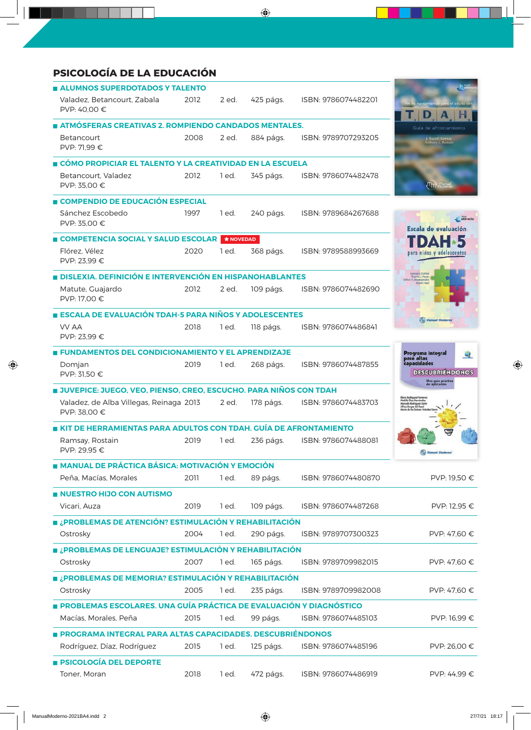# PSICOLOGÍA DE LA EDUCACIÓN

### ALUMNOS SUPERDOTADOS Y TALENTO
Valadez, Betancourt, Zabala | 2012 | 2 ed. | 425 págs. | ISBN: 9786074482201
PVP: 40,00 €

### ATMÓSFERAS CREATIVAS 2. ROMPIENDO CANDADOS MENTALES.
Betancourt | 2008 | 2 ed. | 884 págs. | ISBN: 9789707293205
PVP: 71,99 €

### CÓMO PROPICIAR EL TALENTO Y LA CREATIVIDAD EN LA ESCUELA
Betancourt, Valadez | 2012 | 1 ed. | 345 págs. | ISBN: 9786074482478
PVP: 35,00 €

### COMPENDIO DE EDUCACIÓN ESPECIAL
Sánchez Escobedo | 1997 | 1 ed. | 240 págs. | ISBN: 9789684267688
PVP: 35,00 €

### COMPETENCIA SOCIAL Y SALUD ESCOLAR ★ NOVEDAD
Flórez, Vélez | 2020 | 1 ed. | 368 págs. | ISBN: 9789588993669
PVP: 23,99 €

### DISLEXIA. DEFINICIÓN E INTERVENCIÓN EN HISPANOHABLANTES
Matute, Guajardo | 2012 | 2 ed. | 109 págs. | ISBN: 9786074482690
PVP: 17,00 €

### ESCALA DE EVALUACIÓN TDAH-5 PARA NIÑOS Y ADOLESCENTES
VV AA | 2018 | 1 ed. | 118 págs. | ISBN: 9786074486841
PVP: 23,99 €

### FUNDAMENTOS DEL CONDICIONAMIENTO Y EL APRENDIZAJE
Domjan | 2019 | 1 ed. | 268 págs. | ISBN: 9786074487855
PVP: 31,50 €

### JUVEPICE: JUEGO, VEO, PIENSO, CREO, ESCUCHO. PARA NIÑOS CON TDAH
Valadez, de Alba Villegas, Reinaga | 2013 | 2 ed. | 178 págs. | ISBN: 9786074483703
PVP: 38,00 €

### KIT DE HERRAMIENTAS PARA ADULTOS CON TDAH. GUÍA DE AFRONTAMIENTO
Ramsay, Rostain | 2019 | 1 ed. | 236 págs. | ISBN: 9786074488081
PVP: 29,95 €

### MANUAL DE PRÁCTICA BÁSICA: MOTIVACIÓN Y EMOCIÓN
Peña, Macías, Morales | 2011 | 1 ed. | 89 págs. | ISBN: 9786074480870 | PVP: 19,50 €

### NUESTRO HIJO CON AUTISMO
Vicari, Auza | 2019 | 1 ed. | 109 págs. | ISBN: 9786074487268 | PVP: 12,95 €

### ¿PROBLEMAS DE ATENCIÓN? ESTIMULACIÓN Y REHABILITACIÓN
Ostrosky | 2004 | 1 ed. | 290 págs. | ISBN: 9789707300323 | PVP: 47,60 €

### ¿PROBLEMAS DE LENGUAJE? ESTIMULACIÓN Y REHABILITACIÓN
Ostrosky | 2007 | 1 ed. | 165 págs. | ISBN: 9789709982015 | PVP: 47,60 €

### ¿PROBLEMAS DE MEMORIA? ESTIMULACIÓN Y REHABILITACIÓN
Ostrosky | 2005 | 1 ed. | 235 págs. | ISBN: 9789709982008 | PVP: 47,60 €

### PROBLEMAS ESCOLARES. UNA GUÍA PRÁCTICA DE EVALUACIÓN Y DIAGNÓSTICO
Macías, Morales, Peña | 2015 | 1 ed. | 99 págs. | ISBN: 9786074485103 | PVP: 16,99 €

### PROGRAMA INTEGRAL PARA ALTAS CAPACIDADES. DESCUBRIÉNDONOS
Rodríguez, Díaz, Rodríguez | 2015 | 1 ed. | 125 págs. | ISBN: 9786074485196 | PVP: 26,00 €

### PSICOLOGÍA DEL DEPORTE
Toner, Moran | 2018 | 1 ed. | 472 págs. | ISBN: 9786074486919 | PVP: 44,99 €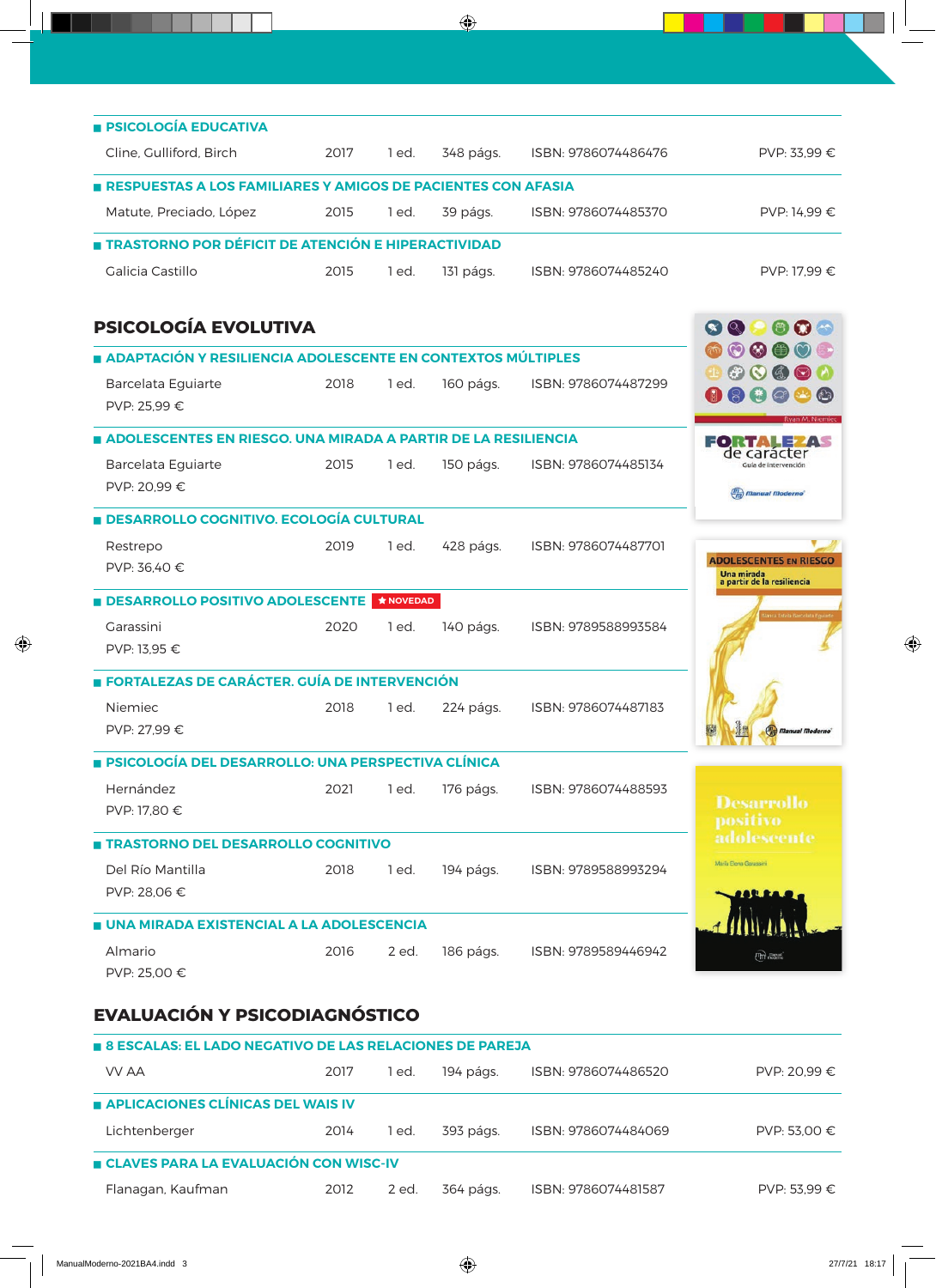- **PSICOLOGÍA EDUCATIVA**

Cline, Gulliford, Birch | 2017 | 1 ed. | 348 págs. | ISBN: 9786074486476 | PVP: 33,99 €

- **RESPUESTAS A LOS FAMILIARES Y AMIGOS DE PACIENTES CON AFASIA**

Matute, Preciado, López | 2015 | 1 ed. | 39 págs. | ISBN: 9786074485370 | PVP: 14,99 €

- **TRASTORNO POR DÉFICIT DE ATENCIÓN E HIPERACTIVIDAD**

Galicia Castillo | 2015 | 1 ed. | 131 págs. | ISBN: 9786074485240 | PVP: 17,99 €

## PSICOLOGÍA EVOLUTIVA

- **ADAPTACIÓN Y RESILIENCIA ADOLESCENTE EN CONTEXTOS MÚLTIPLES**

Barcelata Eguiarte | 2018 | 1 ed. | 160 págs. | ISBN: 9786074487299 | PVP: 25,99 €

- **ADOLESCENTES EN RIESGO. UNA MIRADA A PARTIR DE LA RESILIENCIA**

Barcelata Eguiarte | 2015 | 1 ed. | 150 págs. | ISBN: 9786074485134 | PVP: 20,99 €

- **DESARROLLO COGNITIVO. ECOLOGÍA CULTURAL**

Restrepo | 2019 | 1 ed. | 428 págs. | ISBN: 9786074487701 | PVP: 36,40 €

- **DESARROLLO POSITIVO ADOLESCENTE** ★ NOVEDAD

Garassini | 2020 | 1 ed. | 140 págs. | ISBN: 9789588993584 | PVP: 13,95 €

- **FORTALEZAS DE CARÁCTER. GUÍA DE INTERVENCIÓN**

Niemiec | 2018 | 1 ed. | 224 págs. | ISBN: 9786074487183 | PVP: 27,99 €

- **PSICOLOGÍA DEL DESARROLLO: UNA PERSPECTIVA CLÍNICA**

Hernández | 2021 | 1 ed. | 176 págs. | ISBN: 9786074488593 | PVP: 17,80 €

- **TRASTORNO DEL DESARROLLO COGNITIVO**

Del Río Mantilla | 2018 | 1 ed. | 194 págs. | ISBN: 9789588993294 | PVP: 28,06 €

- **UNA MIRADA EXISTENCIAL A LA ADOLESCENCIA**

Almario | 2016 | 2 ed. | 186 págs. | ISBN: 9789589446942 | PVP: 25,00 €

## EVALUACIÓN Y PSICODIAGNÓSTICO

- **8 ESCALAS: EL LADO NEGATIVO DE LAS RELACIONES DE PAREJA**

VV AA | 2017 | 1 ed. | 194 págs. | ISBN: 9786074486520 | PVP: 20,99 €

- **APLICACIONES CLÍNICAS DEL WAIS IV**

Lichtenberger | 2014 | 1 ed. | 393 págs. | ISBN: 9786074484069 | PVP: 53,00 €

- **CLAVES PARA LA EVALUACIÓN CON WISC-IV**

Flanagan, Kaufman | 2012 | 2 ed. | 364 págs. | ISBN: 9786074481587 | PVP: 53,99 €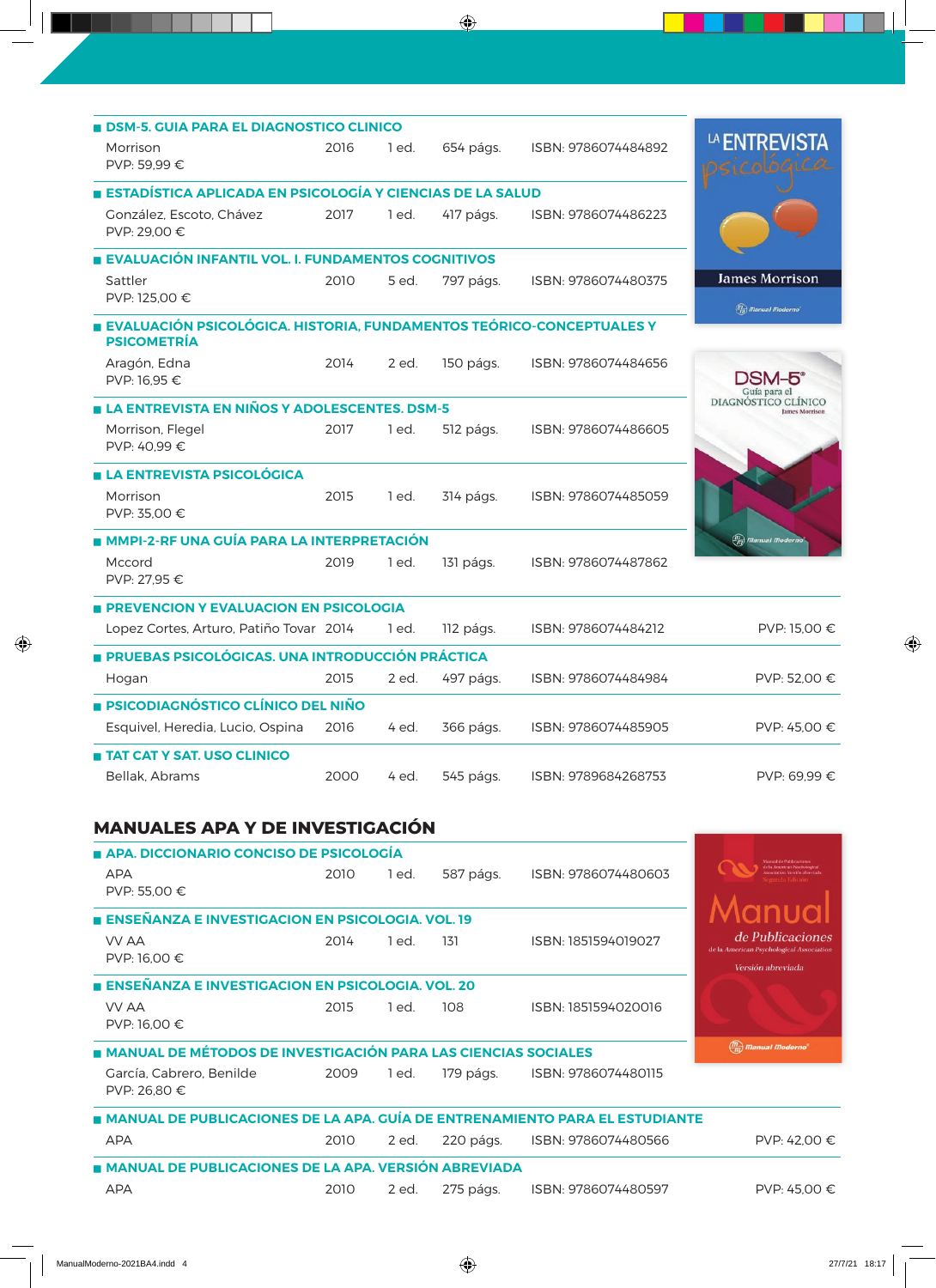**DSM-5. GUIA PARA EL DIAGNOSTICO CLINICO**

Morrison — 2016 — 1 ed. — 654 págs. — ISBN: 9786074484892
PVP: 59,99 €

**ESTADÍSTICA APLICADA EN PSICOLOGÍA Y CIENCIAS DE LA SALUD**

González, Escoto, Chávez — 2017 — 1 ed. — 417 págs. — ISBN: 9786074486223
PVP: 29,00 €

**EVALUACIÓN INFANTIL VOL. I. FUNDAMENTOS COGNITIVOS**

Sattler — 2010 — 5 ed. — 797 págs. — ISBN: 9786074480375
PVP: 125,00 €

**EVALUACIÓN PSICOLÓGICA. HISTORIA, FUNDAMENTOS TEÓRICO-CONCEPTUALES Y PSICOMETRÍA**

Aragón, Edna — 2014 — 2 ed. — 150 págs. — ISBN: 9786074484656
PVP: 16,95 €

**LA ENTREVISTA EN NIÑOS Y ADOLESCENTES. DSM-5**

Morrison, Flegel — 2017 — 1 ed. — 512 págs. — ISBN: 9786074486605
PVP: 40,99 €

**LA ENTREVISTA PSICOLÓGICA**

Morrison — 2015 — 1 ed. — 314 págs. — ISBN: 9786074485059
PVP: 35,00 €

**MMPI-2-RF UNA GUÍA PARA LA INTERPRETACIÓN**

Mccord — 2019 — 1 ed. — 131 págs. — ISBN: 9786074487862
PVP: 27,95 €

**PREVENCION Y EVALUACION EN PSICOLOGIA**

Lopez Cortes, Arturo, Patiño Tovar — 2014 — 1 ed. — 112 págs. — ISBN: 9786074484212 — PVP: 15,00 €

**PRUEBAS PSICOLÓGICAS. UNA INTRODUCCIÓN PRÁCTICA**

Hogan — 2015 — 2 ed. — 497 págs. — ISBN: 9786074484984 — PVP: 52,00 €

**PSICODIAGNÓSTICO CLÍNICO DEL NIÑO**

Esquivel, Heredia, Lucio, Ospina — 2016 — 4 ed. — 366 págs. — ISBN: 9786074485905 — PVP: 45,00 €

**TAT CAT Y SAT. USO CLINICO**

Bellak, Abrams — 2000 — 4 ed. — 545 págs. — ISBN: 9789684268753 — PVP: 69,99 €

## MANUALES APA Y DE INVESTIGACIÓN

**APA. DICCIONARIO CONCISO DE PSICOLOGÍA**

APA — 2010 — 1 ed. — 587 págs. — ISBN: 9786074480603
PVP: 55,00 €

**ENSEÑANZA E INVESTIGACION EN PSICOLOGIA. VOL. 19**

VV AA — 2014 — 1 ed. — 131 — ISBN: 1851594019027
PVP: 16,00 €

**ENSEÑANZA E INVESTIGACION EN PSICOLOGIA. VOL. 20**

VV AA — 2015 — 1 ed. — 108 — ISBN: 1851594020016
PVP: 16,00 €

**MANUAL DE MÉTODOS DE INVESTIGACIÓN PARA LAS CIENCIAS SOCIALES**

García, Cabrero, Benilde — 2009 — 1 ed. — 179 págs. — ISBN: 9786074480115
PVP: 26,80 €

**MANUAL DE PUBLICACIONES DE LA APA. GUÍA DE ENTRENAMIENTO PARA EL ESTUDIANTE**

APA — 2010 — 2 ed. — 220 págs. — ISBN: 9786074480566 — PVP: 42,00 €

**MANUAL DE PUBLICACIONES DE LA APA. VERSIÓN ABREVIADA**

APA — 2010 — 2 ed. — 275 págs. — ISBN: 9786074480597 — PVP: 45,00 €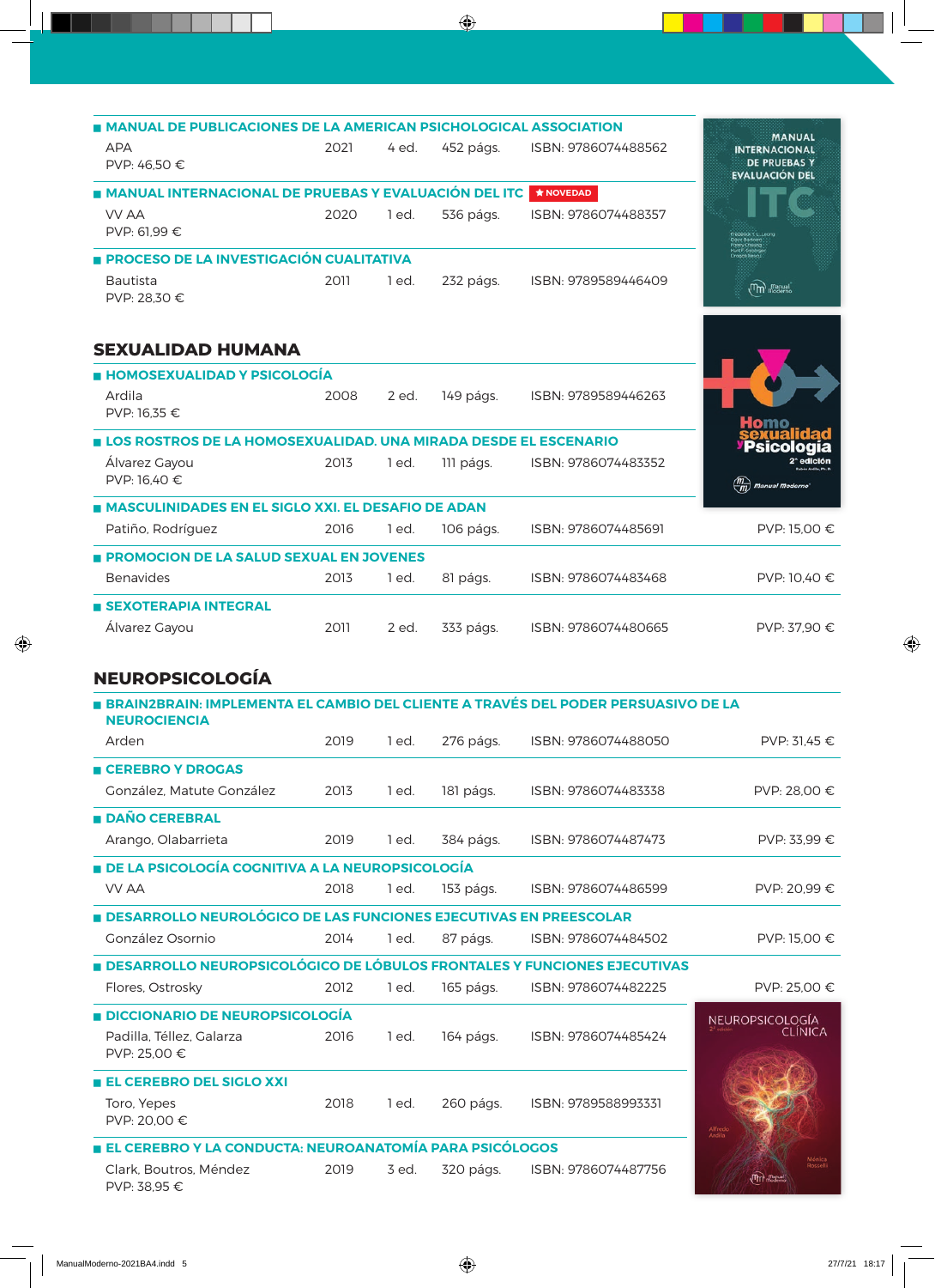**MANUAL DE PUBLICACIONES DE LA AMERICAN PSICHOLOGICAL ASSOCIATION**

APA | 2021 | 4 ed. | 452 págs. | ISBN: 9786074488562
PVP: 46,50 €

**MANUAL INTERNACIONAL DE PRUEBAS Y EVALUACIÓN DEL ITC** ★ NOVEDAD

VV AA | 2020 | 1 ed. | 536 págs. | ISBN: 9786074488357
PVP: 61,99 €

**PROCESO DE LA INVESTIGACIÓN CUALITATIVA**

Bautista | 2011 | 1 ed. | 232 págs. | ISBN: 9789589446409
PVP: 28,30 €

## SEXUALIDAD HUMANA

**HOMOSEXUALIDAD Y PSICOLOGÍA**

Ardila | 2008 | 2 ed. | 149 págs. | ISBN: 9789589446263
PVP: 16,35 €

**LOS ROSTROS DE LA HOMOSEXUALIDAD. UNA MIRADA DESDE EL ESCENARIO**

Álvarez Gayou | 2013 | 1 ed. | 111 págs. | ISBN: 9786074483352
PVP: 16,40 €

**MASCULINIDADES EN EL SIGLO XXI. EL DESAFIO DE ADAN**

Patiño, Rodríguez | 2016 | 1 ed. | 106 págs. | ISBN: 9786074485691 | PVP: 15,00 €

**PROMOCION DE LA SALUD SEXUAL EN JOVENES**

Benavides | 2013 | 1 ed. | 81 págs. | ISBN: 9786074483468 | PVP: 10,40 €

**SEXOTERAPIA INTEGRAL**

Álvarez Gayou | 2011 | 2 ed. | 333 págs. | ISBN: 9786074480665 | PVP: 37,90 €

## NEUROPSICOLOGÍA

**BRAIN2BRAIN: IMPLEMENTA EL CAMBIO DEL CLIENTE A TRAVÉS DEL PODER PERSUASIVO DE LA NEUROCIENCIA**

Arden | 2019 | 1 ed. | 276 págs. | ISBN: 9786074488050 | PVP: 31,45 €

**CEREBRO Y DROGAS**

González, Matute González | 2013 | 1 ed. | 181 págs. | ISBN: 9786074483338 | PVP: 28,00 €

**DAÑO CEREBRAL**

Arango, Olabarrieta | 2019 | 1 ed. | 384 págs. | ISBN: 9786074487473 | PVP: 33,99 €

**DE LA PSICOLOGÍA COGNITIVA A LA NEUROPSICOLOGÍA**

VV AA | 2018 | 1 ed. | 153 págs. | ISBN: 9786074486599 | PVP: 20,99 €

**DESARROLLO NEUROLÓGICO DE LAS FUNCIONES EJECUTIVAS EN PREESCOLAR**

González Osornio | 2014 | 1 ed. | 87 págs. | ISBN: 9786074484502 | PVP: 15,00 €

**DESARROLLO NEUROPSICOLÓGICO DE LÓBULOS FRONTALES Y FUNCIONES EJECUTIVAS**

Flores, Ostrosky | 2012 | 1 ed. | 165 págs. | ISBN: 9786074482225 | PVP: 25,00 €

**DICCIONARIO DE NEUROPSICOLOGÍA**

Padilla, Téllez, Galarza | 2016 | 1 ed. | 164 págs. | ISBN: 9786074485424
PVP: 25,00 €

**EL CEREBRO DEL SIGLO XXI**

Toro, Yepes | 2018 | 1 ed. | 260 págs. | ISBN: 9789588993331
PVP: 20,00 €

**EL CEREBRO Y LA CONDUCTA: NEUROANATOMÍA PARA PSICÓLOGOS**

Clark, Boutros, Méndez | 2019 | 3 ed. | 320 págs. | ISBN: 9786074487756
PVP: 38,95 €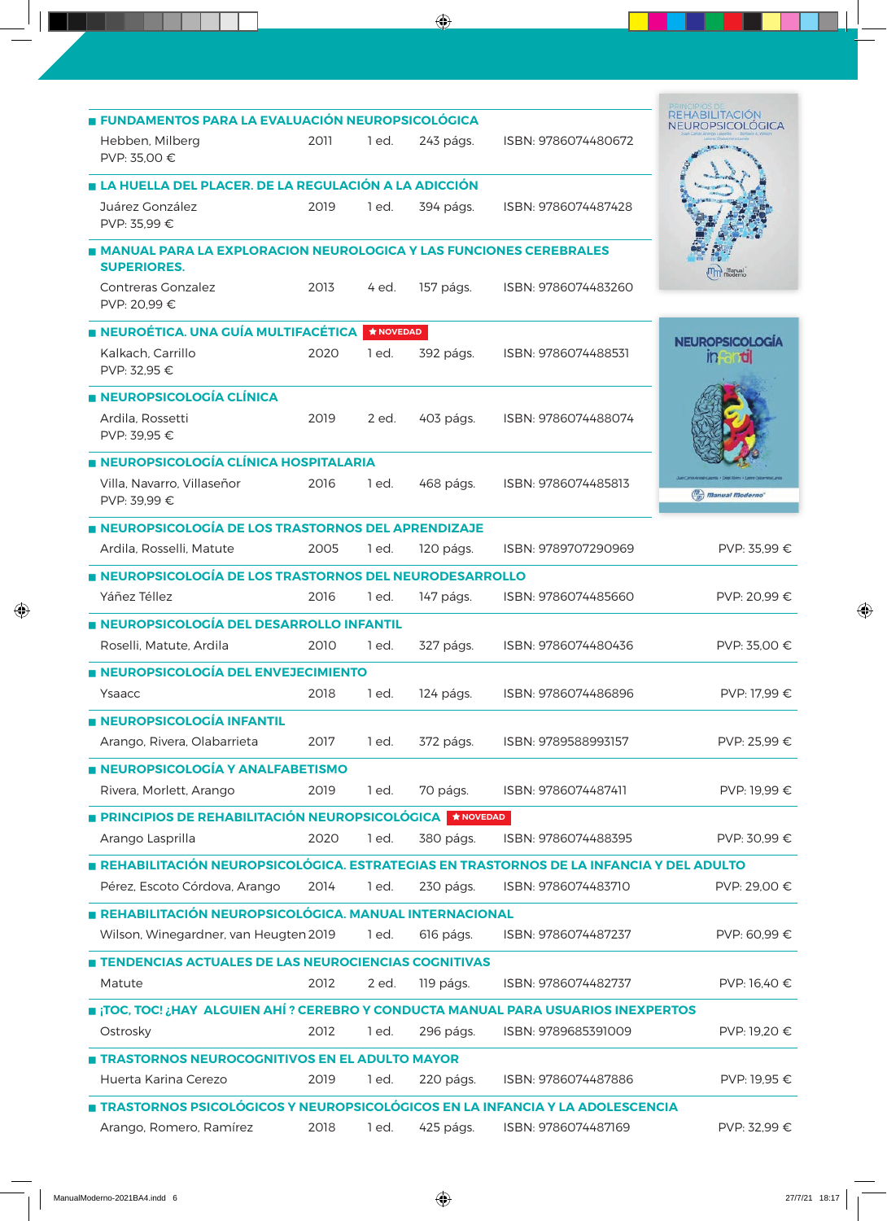■ **FUNDAMENTOS PARA LA EVALUACIÓN NEUROPSICOLÓGICA**
Hebben, Milberg 2011 1 ed. 243 págs. ISBN: 9786074480672
PVP: 35,00 €

■ **LA HUELLA DEL PLACER. DE LA REGULACIÓN A LA ADICCIÓN**
Juárez González 2019 1 ed. 394 págs. ISBN: 9786074487428
PVP: 35,99 €

■ **MANUAL PARA LA EXPLORACION NEUROLOGICA Y LAS FUNCIONES CEREBRALES SUPERIORES.**
Contreras Gonzalez 2013 4 ed. 157 págs. ISBN: 9786074483260
PVP: 20,99 €

■ **NEUROÉTICA. UNA GUÍA MULTIFACÉTICA** ★ NOVEDAD
Kalkach, Carrillo 2020 1 ed. 392 págs. ISBN: 9786074488531
PVP: 32,95 €

■ **NEUROPSICOLOGÍA CLÍNICA**
Ardila, Rossetti 2019 2 ed. 403 págs. ISBN: 9786074488074
PVP: 39,95 €

■ **NEUROPSICOLOGÍA CLÍNICA HOSPITALARIA**
Villa, Navarro, Villaseñor 2016 1 ed. 468 págs. ISBN: 9786074485813
PVP: 39,99 €

■ **NEUROPSICOLOGÍA DE LOS TRASTORNOS DEL APRENDIZAJE**
Ardila, Rosselli, Matute 2005 1 ed. 120 págs. ISBN: 9789707290969 PVP: 35,99 €

■ **NEUROPSICOLOGÍA DE LOS TRASTORNOS DEL NEURODESARROLLO**
Yáñez Téllez 2016 1 ed. 147 págs. ISBN: 9786074485660 PVP: 20,99 €

■ **NEUROPSICOLOGÍA DEL DESARROLLO INFANTIL**
Roselli, Matute, Ardila 2010 1 ed. 327 págs. ISBN: 9786074480436 PVP: 35,00 €

■ **NEUROPSICOLOGÍA DEL ENVEJECIMIENTO**
Ysaacc 2018 1 ed. 124 págs. ISBN: 9786074486896 PVP: 17,99 €

■ **NEUROPSICOLOGÍA INFANTIL**
Arango, Rivera, Olabarrieta 2017 1 ed. 372 págs. ISBN: 9789588993157 PVP: 25,99 €

■ **NEUROPSICOLOGÍA Y ANALFABETISMO**
Rivera, Morlett, Arango 2019 1 ed. 70 págs. ISBN: 9786074487411 PVP: 19,99 €

■ **PRINCIPIOS DE REHABILITACIÓN NEUROPSICOLÓGICA** ★ NOVEDAD
Arango Lasprilla 2020 1 ed. 380 págs. ISBN: 9786074488395 PVP: 30,99 €

■ **REHABILITACIÓN NEUROPSICOLÓGICA. ESTRATEGIAS EN TRASTORNOS DE LA INFANCIA Y DEL ADULTO**
Pérez, Escoto Córdova, Arango 2014 1 ed. 230 págs. ISBN: 9786074483710 PVP: 29,00 €

■ **REHABILITACIÓN NEUROPSICOLÓGICA. MANUAL INTERNACIONAL**
Wilson, Winegardner, van Heugten 2019 1 ed. 616 págs. ISBN: 9786074487237 PVP: 60,99 €

■ **TENDENCIAS ACTUALES DE LAS NEUROCIENCIAS COGNITIVAS**
Matute 2012 2 ed. 119 págs. ISBN: 9786074482737 PVP: 16,40 €

■ **¡TOC, TOC! ¿HAY ALGUIEN AHÍ ? CEREBRO Y CONDUCTA MANUAL PARA USUARIOS INEXPERTOS**
Ostrosky 2012 1 ed. 296 págs. ISBN: 9789685391009 PVP: 19,20 €

■ **TRASTORNOS NEUROCOGNITIVOS EN EL ADULTO MAYOR**
Huerta Karina Cerezo 2019 1 ed. 220 págs. ISBN: 9786074487886 PVP: 19,95 €

■ **TRASTORNOS PSICOLÓGICOS Y NEUROPSICOLÓGICOS EN LA INFANCIA Y LA ADOLESCENCIA**
Arango, Romero, Ramírez 2018 1 ed. 425 págs. ISBN: 9786074487169 PVP: 32,99 €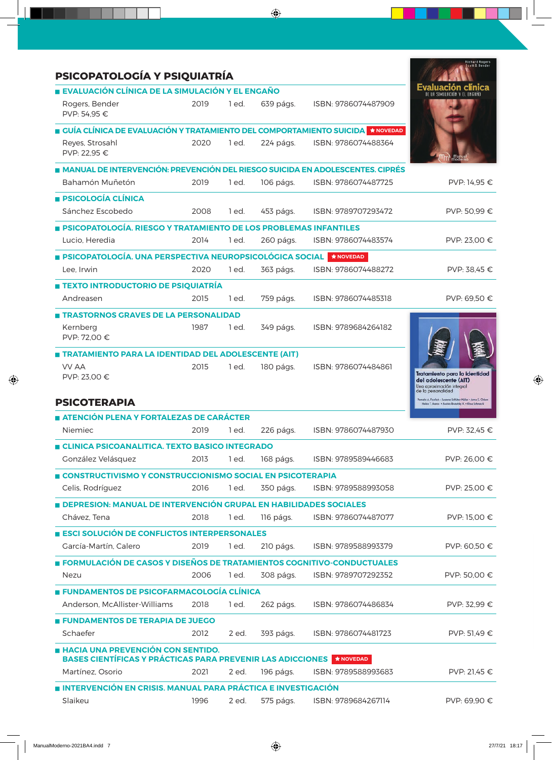## PSICOPATOLOGÍA Y PSIQUIATRÍA

**EVALUACIÓN CLÍNICA DE LA SIMULACIÓN Y EL ENGAÑO**
Rogers, Bender | 2019 | 1 ed. | 639 págs. | ISBN: 9786074487909
PVP: 54,95 €

**GUÍA CLÍNICA DE EVALUACIÓN Y TRATAMIENTO DEL COMPORTAMIENTO SUICIDA** ★ NOVEDAD
Reyes, Strosahl | 2020 | 1 ed. | 224 págs. | ISBN: 9786074488364
PVP: 22,95 €

**MANUAL DE INTERVENCIÓN: PREVENCIÓN DEL RIESGO SUICIDA EN ADOLESCENTES. CIPRÉS**
Bahamón Muñetón | 2019 | 1 ed. | 106 págs. | ISBN: 9786074487725 | PVP: 14,95 €

**PSICOLOGÍA CLÍNICA**
Sánchez Escobedo | 2008 | 1 ed. | 453 págs. | ISBN: 9789707293472 | PVP: 50,99 €

**PSICOPATOLOGÍA. RIESGO Y TRATAMIENTO DE LOS PROBLEMAS INFANTILES**
Lucio, Heredia | 2014 | 1 ed. | 260 págs. | ISBN: 9786074483574 | PVP: 23,00 €

**PSICOPATOLOGÍA. UNA PERSPECTIVA NEUROPSICOLÓGICA SOCIAL** ★ NOVEDAD
Lee, Irwin | 2020 | 1 ed. | 363 págs. | ISBN: 9786074488272 | PVP: 38,45 €

**TEXTO INTRODUCTORIO DE PSIQUIATRÍA**
Andreasen | 2015 | 1 ed. | 759 págs. | ISBN: 9786074485318 | PVP: 69,50 €

**TRASTORNOS GRAVES DE LA PERSONALIDAD**
Kernberg | 1987 | 1 ed. | 349 págs. | ISBN: 9789684264182
PVP: 72,00 €

**TRATAMIENTO PARA LA IDENTIDAD DEL ADOLESCENTE (AIT)**
VV AA | 2015 | 1 ed. | 180 págs. | ISBN: 9786074484861
PVP: 23,00 €

## PSICOTERAPIA

**ATENCIÓN PLENA Y FORTALEZAS DE CARÁCTER**
Niemiec | 2019 | 1 ed. | 226 págs. | ISBN: 9786074487930 | PVP: 32,45 €

**CLINICA PSICOANALITICA. TEXTO BASICO INTEGRADO**
González Velásquez | 2013 | 1 ed. | 168 págs. | ISBN: 9789589446683 | PVP: 26,00 €

**CONSTRUCTIVISMO Y CONSTRUCCIONISMO SOCIAL EN PSICOTERAPIA**
Celis, Rodríguez | 2016 | 1 ed. | 350 págs. | ISBN: 9789588993058 | PVP: 25,00 €

**DEPRESION: MANUAL DE INTERVENCIÓN GRUPAL EN HABILIDADES SOCIALES**
Chávez, Tena | 2018 | 1 ed. | 116 págs. | ISBN: 9786074487077 | PVP: 15,00 €

**ESCI SOLUCIÓN DE CONFLICTOS INTERPERSONALES**
García-Martín, Calero | 2019 | 1 ed. | 210 págs. | ISBN: 9789588993379 | PVP: 60,50 €

**FORMULACIÓN DE CASOS Y DISEÑOS DE TRATAMIENTOS COGNITIVO-CONDUCTUALES**
Nezu | 2006 | 1 ed. | 308 págs. | ISBN: 9789707292352 | PVP: 50,00 €

**FUNDAMENTOS DE PSICOFARMACOLOGÍA CLÍNICA**
Anderson, McAllister-Williams | 2018 | 1 ed. | 262 págs. | ISBN: 9786074486834 | PVP: 32,99 €

**FUNDAMENTOS DE TERAPIA DE JUEGO**
Schaefer | 2012 | 2 ed. | 393 págs. | ISBN: 9786074481723 | PVP: 51,49 €

**HACIA UNA PREVENCIÓN CON SENTIDO. BASES CIENTÍFICAS Y PRÁCTICAS PARA PREVENIR LAS ADICCIONES** ★ NOVEDAD
Martínez, Osorio | 2021 | 2 ed. | 196 págs. | ISBN: 9789588993683 | PVP: 21,45 €

**INTERVENCIÓN EN CRISIS. MANUAL PARA PRÁCTICA E INVESTIGACIÓN**
Slaikeu | 1996 | 2 ed. | 575 págs. | ISBN: 9789684267114 | PVP: 69,90 €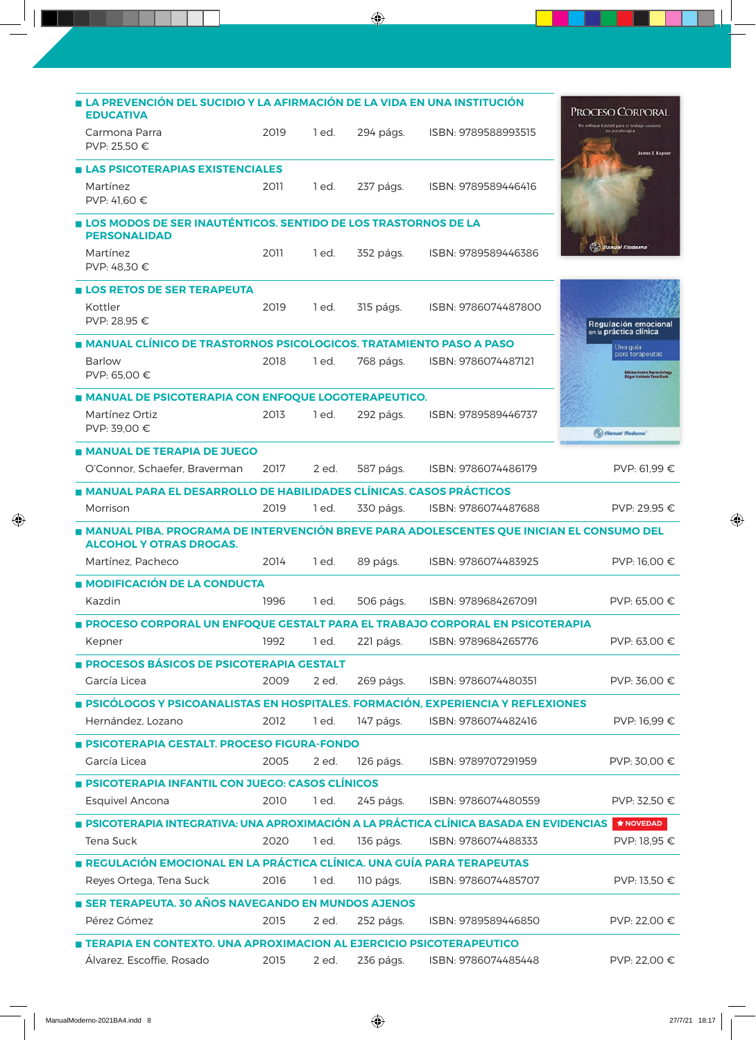■ **LA PREVENCIÓN DEL SUCIDIO Y LA AFIRMACIÓN DE LA VIDA EN UNA INSTITUCIÓN EDUCATIVA**
Carmona Parra | 2019 | 1 ed. | 294 págs. | ISBN: 9789588993515
PVP: 25,50 €

■ **LAS PSICOTERAPIAS EXISTENCIALES**
Martínez | 2011 | 1 ed. | 237 págs. | ISBN: 9789589446416
PVP: 41,60 €

■ **LOS MODOS DE SER INAUTÉNTICOS. SENTIDO DE LOS TRASTORNOS DE LA PERSONALIDAD**
Martínez | 2011 | 1 ed. | 352 págs. | ISBN: 9789589446386
PVP: 48,30 €

■ **LOS RETOS DE SER TERAPEUTA**
Kottler | 2019 | 1 ed. | 315 págs. | ISBN: 9786074487800
PVP: 28,95 €

■ **MANUAL CLÍNICO DE TRASTORNOS PSICOLOGICOS. TRATAMIENTO PASO A PASO**
Barlow | 2018 | 1 ed. | 768 págs. | ISBN: 9786074487121
PVP: 65,00 €

■ **MANUAL DE PSICOTERAPIA CON ENFOQUE LOGOTERAPEUTICO.**
Martínez Ortiz | 2013 | 1 ed. | 292 págs. | ISBN: 9789589446737
PVP: 39,00 €

■ **MANUAL DE TERAPIA DE JUEGO**
O'Connor, Schaefer, Braverman | 2017 | 2 ed. | 587 págs. | ISBN: 9786074486179 | PVP: 61,99 €

■ **MANUAL PARA EL DESARROLLO DE HABILIDADES CLÍNICAS. CASOS PRÁCTICOS**
Morrison | 2019 | 1 ed. | 330 págs. | ISBN: 9786074487688 | PVP: 29,95 €

■ **MANUAL PIBA. PROGRAMA DE INTERVENCIÓN BREVE PARA ADOLESCENTES QUE INICIAN EL CONSUMO DEL ALCOHOL Y OTRAS DROGAS.**
Martínez, Pacheco | 2014 | 1 ed. | 89 págs. | ISBN: 9786074483925 | PVP: 16,00 €

■ **MODIFICACIÓN DE LA CONDUCTA**
Kazdin | 1996 | 1 ed. | 506 págs. | ISBN: 9789684267091 | PVP: 65,00 €

■ **PROCESO CORPORAL UN ENFOQUE GESTALT PARA EL TRABAJO CORPORAL EN PSICOTERAPIA**
Kepner | 1992 | 1 ed. | 221 págs. | ISBN: 9789684265776 | PVP: 63,00 €

■ **PROCESOS BÁSICOS DE PSICOTERAPIA GESTALT**
García Licea | 2009 | 2 ed. | 269 págs. | ISBN: 9786074480351 | PVP: 36,00 €

■ **PSICÓLOGOS Y PSICOANALISTAS EN HOSPITALES. FORMACIÓN, EXPERIENCIA Y REFLEXIONES**
Hernández, Lozano | 2012 | 1 ed. | 147 págs. | ISBN: 9786074482416 | PVP: 16,99 €

■ **PSICOTERAPIA GESTALT. PROCESO FIGURA-FONDO**
García Licea | 2005 | 2 ed. | 126 págs. | ISBN: 9789707291959 | PVP: 30,00 €

■ **PSICOTERAPIA INFANTIL CON JUEGO: CASOS CLÍNICOS**
Esquivel Ancona | 2010 | 1 ed. | 245 págs. | ISBN: 9786074480559 | PVP: 32,50 €

■ **PSICOTERAPIA INTEGRATIVA: UNA APROXIMACIÓN A LA PRÁCTICA CLÍNICA BASADA EN EVIDENCIAS** ★ NOVEDAD
Tena Suck | 2020 | 1 ed. | 136 págs. | ISBN: 9786074488333 | PVP: 18,95 €

■ **REGULACIÓN EMOCIONAL EN LA PRÁCTICA CLÍNICA. UNA GUÍA PARA TERAPEUTAS**
Reyes Ortega, Tena Suck | 2016 | 1 ed. | 110 págs. | ISBN: 9786074485707 | PVP: 13,50 €

■ **SER TERAPEUTA. 30 AÑOS NAVEGANDO EN MUNDOS AJENOS**
Pérez Gómez | 2015 | 2 ed. | 252 págs. | ISBN: 9789589446850 | PVP: 22,00 €

■ **TERAPIA EN CONTEXTO. UNA APROXIMACION AL EJERCICIO PSICOTERAPEUTICO**
Álvarez, Escoffie, Rosado | 2015 | 2 ed. | 236 págs. | ISBN: 9786074485448 | PVP: 22,00 €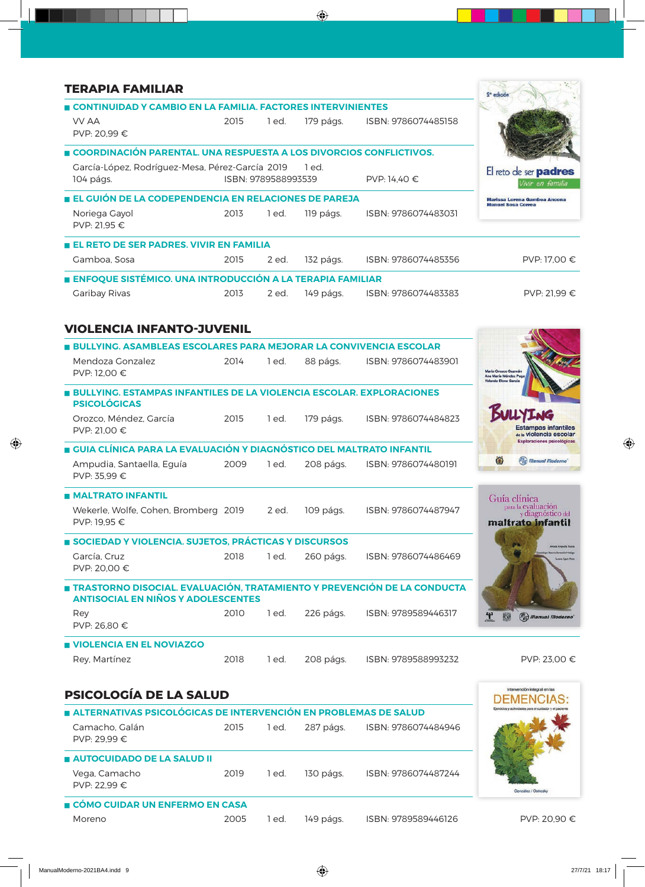## TERAPIA FAMILIAR

### CONTINUIDAD Y CAMBIO EN LA FAMILIA. FACTORES INTERVINIENTES

VV AA | 2015 | 1 ed. | 179 págs. | ISBN: 9786074485158
PVP: 20,99 €

### COORDINACIÓN PARENTAL. UNA RESPUESTA A LOS DIVORCIOS CONFLICTIVOS.

García-López, Rodríguez-Mesa, Pérez-García | 2019 | 1 ed. | 104 págs. | ISBN: 9789588993539 | PVP: 14,40 €

### EL GUIÓN DE LA CODEPENDENCIA EN RELACIONES DE PAREJA

Noriega Gayol | 2013 | 1 ed. | 119 págs. | ISBN: 9786074483031
PVP: 21,95 €

### EL RETO DE SER PADRES. VIVIR EN FAMILIA

Gamboa, Sosa | 2015 | 2 ed. | 132 págs. | ISBN: 9786074485356 | PVP: 17,00 €

### ENFOQUE SISTÉMICO. UNA INTRODUCCIÓN A LA TERAPIA FAMILIAR

Garibay Rivas | 2013 | 2 ed. | 149 págs. | ISBN: 9786074483383 | PVP: 21,99 €

## VIOLENCIA INFANTO-JUVENIL

### BULLYING. ASAMBLEAS ESCOLARES PARA MEJORAR LA CONVIVENCIA ESCOLAR

Mendoza Gonzalez | 2014 | 1 ed. | 88 págs. | ISBN: 9786074483901
PVP: 12,00 €

### BULLYING. ESTAMPAS INFANTILES DE LA VIOLENCIA ESCOLAR. EXPLORACIONES PSICOLÓGICAS

Orozco, Méndez, García | 2015 | 1 ed. | 179 págs. | ISBN: 9786074484823
PVP: 21,00 €

### GUIA CLÍNICA PARA LA EVALUACIÓN Y DIAGNÓSTICO DEL MALTRATO INFANTIL

Ampudia, Santaella, Eguía | 2009 | 1 ed. | 208 págs. | ISBN: 9786074480191
PVP: 35,99 €

### MALTRATO INFANTIL

Wekerle, Wolfe, Cohen, Bromberg | 2019 | 2 ed. | 109 págs. | ISBN: 9786074487947
PVP: 19,95 €

### SOCIEDAD Y VIOLENCIA. SUJETOS, PRÁCTICAS Y DISCURSOS

García, Cruz | 2018 | 1 ed. | 260 págs. | ISBN: 9786074486469
PVP: 20,00 €

### TRASTORNO DISOCIAL. EVALUACIÓN, TRATAMIENTO Y PREVENCIÓN DE LA CONDUCTA ANTISOCIAL EN NIÑOS Y ADOLESCENTES

Rey | 2010 | 1 ed. | 226 págs. | ISBN: 9789589446317
PVP: 26,80 €

### VIOLENCIA EN EL NOVIAZGO

Rey, Martínez | 2018 | 1 ed. | 208 págs. | ISBN: 9789588993232 | PVP: 23,00 €

## PSICOLOGÍA DE LA SALUD

### ALTERNATIVAS PSICOLÓGICAS DE INTERVENCIÓN EN PROBLEMAS DE SALUD

Camacho, Galán | 2015 | 1 ed. | 287 págs. | ISBN: 9786074484946
PVP: 29,99 €

### AUTOCUIDADO DE LA SALUD II

Vega, Camacho | 2019 | 1 ed. | 130 págs. | ISBN: 9786074487244
PVP: 22,99 €

### CÓMO CUIDAR UN ENFERMO EN CASA

Moreno | 2005 | 1 ed. | 149 págs. | ISBN: 9789589446126 | PVP: 20,90 €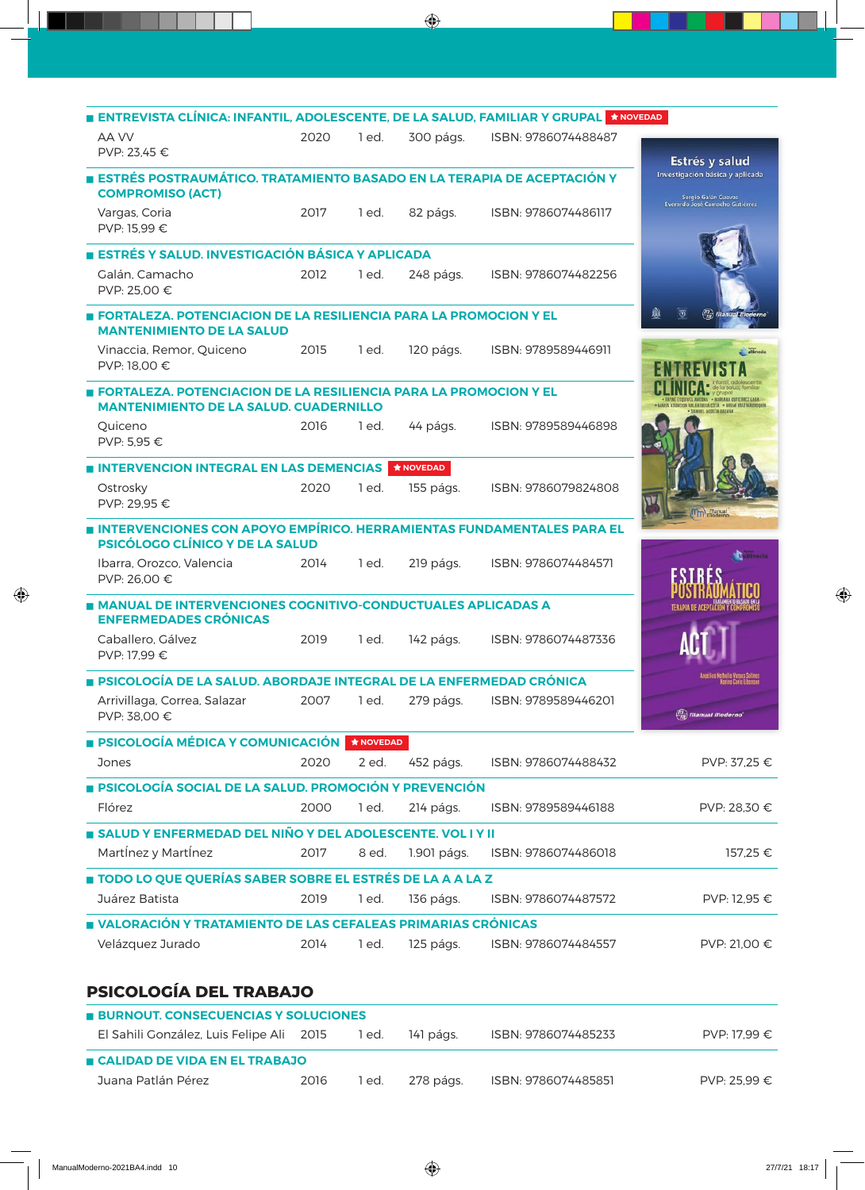- **ENTREVISTA CLÍNICA: INFANTIL, ADOLESCENTE, DE LA SALUD, FAMILIAR Y GRUPAL** ★ NOVEDAD
  AA VV | 2020 | 1 ed. | 300 págs. | ISBN: 9786074488487
  PVP: 23,45 €

- **ESTRÉS POSTRAUMÁTICO. TRATAMIENTO BASADO EN LA TERAPIA DE ACEPTACIÓN Y COMPROMISO (ACT)**
  Vargas, Coria | 2017 | 1 ed. | 82 págs. | ISBN: 9786074486117
  PVP: 15,99 €

- **ESTRÉS Y SALUD. INVESTIGACIÓN BÁSICA Y APLICADA**
  Galán, Camacho | 2012 | 1 ed. | 248 págs. | ISBN: 9786074482256
  PVP: 25,00 €

- **FORTALEZA. POTENCIACION DE LA RESILIENCIA PARA LA PROMOCION Y EL MANTENIMIENTO DE LA SALUD**
  Vinaccia, Remor, Quiceno | 2015 | 1 ed. | 120 págs. | ISBN: 9789589446911
  PVP: 18,00 €

- **FORTALEZA. POTENCIACION DE LA RESILIENCIA PARA LA PROMOCION Y EL MANTENIMIENTO DE LA SALUD. CUADERNILLO**
  Quiceno | 2016 | 1 ed. | 44 págs. | ISBN: 9789589446898
  PVP: 5,95 €

- **INTERVENCION INTEGRAL EN LAS DEMENCIAS** ★ NOVEDAD
  Ostrosky | 2020 | 1 ed. | 155 págs. | ISBN: 9786079824808
  PVP: 29,95 €

- **INTERVENCIONES CON APOYO EMPÍRICO. HERRAMIENTAS FUNDAMENTALES PARA EL PSICÓLOGO CLÍNICO Y DE LA SALUD**
  Ibarra, Orozco, Valencia | 2014 | 1 ed. | 219 págs. | ISBN: 9786074484571
  PVP: 26,00 €

- **MANUAL DE INTERVENCIONES COGNITIVO-CONDUCTUALES APLICADAS A ENFERMEDADES CRÓNICAS**
  Caballero, Gálvez | 2019 | 1 ed. | 142 págs. | ISBN: 9786074487336
  PVP: 17,99 €

- **PSICOLOGÍA DE LA SALUD. ABORDAJE INTEGRAL DE LA ENFERMEDAD CRÓNICA**
  Arrivillaga, Correa, Salazar | 2007 | 1 ed. | 279 págs. | ISBN: 9789589446201
  PVP: 38,00 €

- **PSICOLOGÍA MÉDICA Y COMUNICACIÓN** ★ NOVEDAD
  Jones | 2020 | 2 ed. | 452 págs. | ISBN: 9786074488432 | PVP: 37,25 €

- **PSICOLOGÍA SOCIAL DE LA SALUD. PROMOCIÓN Y PREVENCIÓN**
  Flórez | 2000 | 1 ed. | 214 págs. | ISBN: 9789589446188 | PVP: 28,30 €

- **SALUD Y ENFERMEDAD DEL NIÑO Y DEL ADOLESCENTE. VOL I Y II**
  Martínez y Martínez | 2017 | 8 ed. | 1.901 págs. | ISBN: 9786074486018 | 157,25 €

- **TODO LO QUE QUERÍAS SABER SOBRE EL ESTRÉS DE LA A A LA Z**
  Juárez Batista | 2019 | 1 ed. | 136 págs. | ISBN: 9786074487572 | PVP: 12,95 €

- **VALORACIÓN Y TRATAMIENTO DE LAS CEFALEAS PRIMARIAS CRÓNICAS**
  Velázquez Jurado | 2014 | 1 ed. | 125 págs. | ISBN: 9786074484557 | PVP: 21,00 €

## PSICOLOGÍA DEL TRABAJO

- **BURNOUT. CONSECUENCIAS Y SOLUCIONES**
  El Sahili González, Luis Felipe Ali | 2015 | 1 ed. | 141 págs. | ISBN: 9786074485233 | PVP: 17,99 €

- **CALIDAD DE VIDA EN EL TRABAJO**
  Juana Patlán Pérez | 2016 | 1 ed. | 278 págs. | ISBN: 9786074485851 | PVP: 25,99 €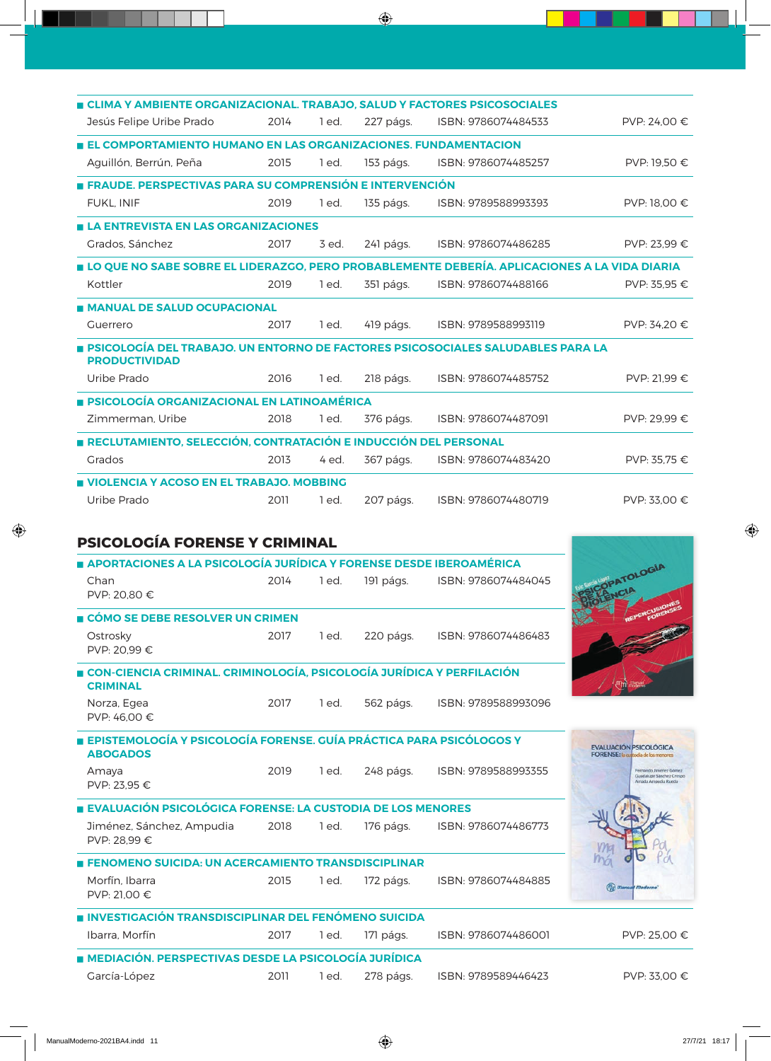**CLIMA Y AMBIENTE ORGANIZACIONAL. TRABAJO, SALUD Y FACTORES PSICOSOCIALES**
Jesús Felipe Uribe Prado | 2014 | 1 ed. | 227 págs. | ISBN: 9786074484533 | PVP: 24,00 €

**EL COMPORTAMIENTO HUMANO EN LAS ORGANIZACIONES. FUNDAMENTACION**
Aguillón, Berrún, Peña | 2015 | 1 ed. | 153 págs. | ISBN: 9786074485257 | PVP: 19,50 €

**FRAUDE. PERSPECTIVAS PARA SU COMPRENSIÓN E INTERVENCIÓN**
FUKL, INIF | 2019 | 1 ed. | 135 págs. | ISBN: 9789588993393 | PVP: 18,00 €

**LA ENTREVISTA EN LAS ORGANIZACIONES**
Grados, Sánchez | 2017 | 3 ed. | 241 págs. | ISBN: 9786074486285 | PVP: 23,99 €

**LO QUE NO SABE SOBRE EL LIDERAZGO, PERO PROBABLEMENTE DEBERÍA. APLICACIONES A LA VIDA DIARIA**
Kottler | 2019 | 1 ed. | 351 págs. | ISBN: 9786074488166 | PVP: 35,95 €

**MANUAL DE SALUD OCUPACIONAL**
Guerrero | 2017 | 1 ed. | 419 págs. | ISBN: 9789588993119 | PVP: 34,20 €

**PSICOLOGÍA DEL TRABAJO. UN ENTORNO DE FACTORES PSICOSOCIALES SALUDABLES PARA LA PRODUCTIVIDAD**
Uribe Prado | 2016 | 1 ed. | 218 págs. | ISBN: 9786074485752 | PVP: 21,99 €

**PSICOLOGÍA ORGANIZACIONAL EN LATINOAMÉRICA**
Zimmerman, Uribe | 2018 | 1 ed. | 376 págs. | ISBN: 9786074487091 | PVP: 29,99 €

**RECLUTAMIENTO, SELECCIÓN, CONTRATACIÓN E INDUCCIÓN DEL PERSONAL**
Grados | 2013 | 4 ed. | 367 págs. | ISBN: 9786074483420 | PVP: 35,75 €

**VIOLENCIA Y ACOSO EN EL TRABAJO. MOBBING**
Uribe Prado | 2011 | 1 ed. | 207 págs. | ISBN: 9786074480719 | PVP: 33,00 €

## PSICOLOGÍA FORENSE Y CRIMINAL

**APORTACIONES A LA PSICOLOGÍA JURÍDICA Y FORENSE DESDE IBEROAMÉRICA**
Chan | 2014 | 1 ed. | 191 págs. | ISBN: 9786074484045 | PVP: 20,80 €

**CÓMO SE DEBE RESOLVER UN CRIMEN**
Ostrosky | 2017 | 1 ed. | 220 págs. | ISBN: 9786074486483 | PVP: 20,99 €

**CON-CIENCIA CRIMINAL. CRIMINOLOGÍA, PSICOLOGÍA JURÍDICA Y PERFILACIÓN CRIMINAL**
Norza, Egea | 2017 | 1 ed. | 562 págs. | ISBN: 9789588993096 | PVP: 46,00 €

**EPISTEMOLOGÍA Y PSICOLOGÍA FORENSE. GUÍA PRÁCTICA PARA PSICÓLOGOS Y ABOGADOS**
Amaya | 2019 | 1 ed. | 248 págs. | ISBN: 9789588993355 | PVP: 23,95 €

**EVALUACIÓN PSICOLÓGICA FORENSE: LA CUSTODIA DE LOS MENORES**
Jiménez, Sánchez, Ampudia | 2018 | 1 ed. | 176 págs. | ISBN: 9786074486773 | PVP: 28,99 €

**FENOMENO SUICIDA: UN ACERCAMIENTO TRANSDISCIPLINAR**
Morfín, Ibarra | 2015 | 1 ed. | 172 págs. | ISBN: 9786074484885 | PVP: 21,00 €

**INVESTIGACIÓN TRANSDISCIPLINAR DEL FENÓMENO SUICIDA**
Ibarra, Morfín | 2017 | 1 ed. | 171 págs. | ISBN: 9786074486001 | PVP: 25,00 €

**MEDIACIÓN. PERSPECTIVAS DESDE LA PSICOLOGÍA JURÍDICA**
García-López | 2011 | 1 ed. | 278 págs. | ISBN: 9789589446423 | PVP: 33,00 €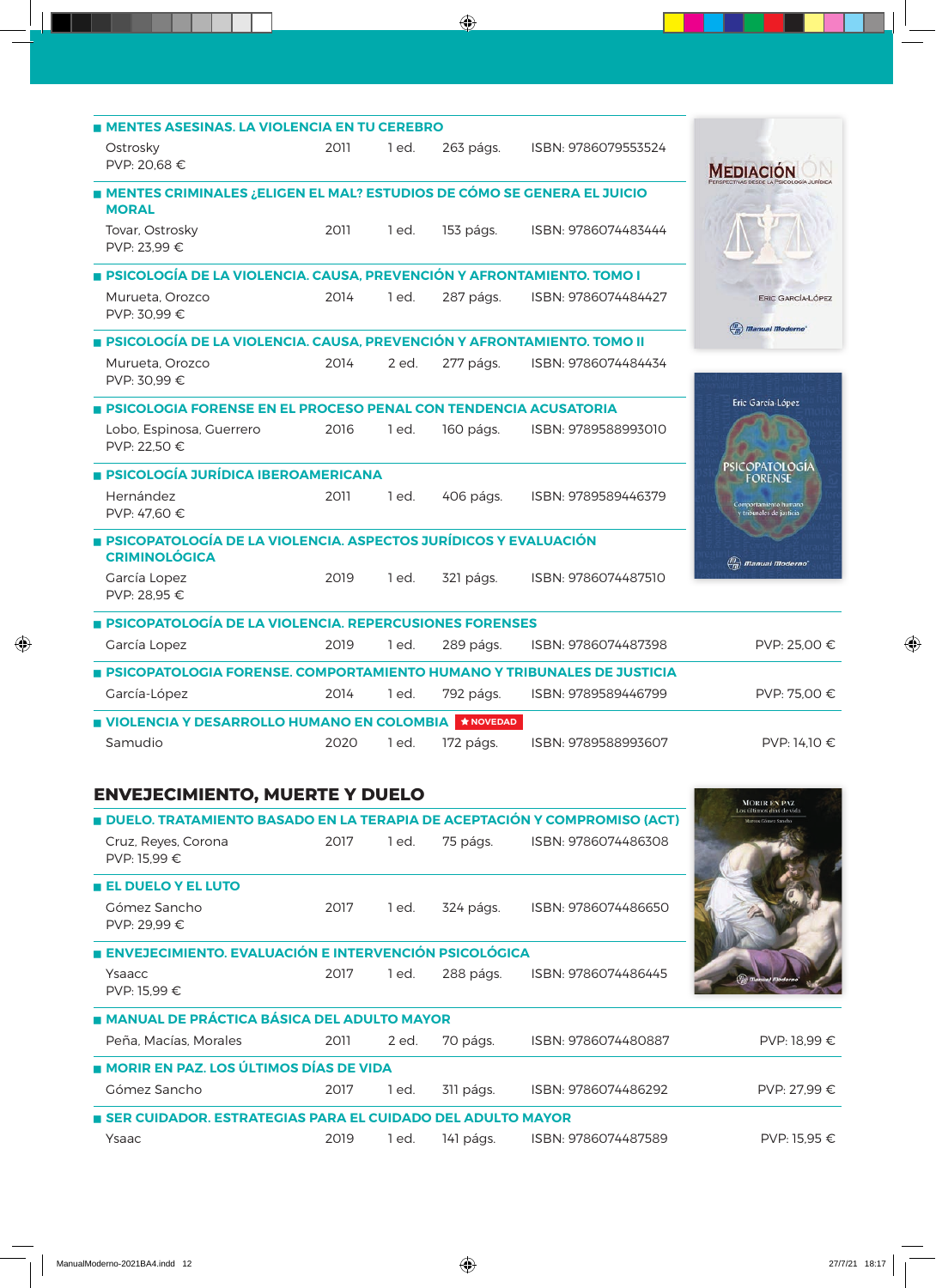**MENTES ASESINAS. LA VIOLENCIA EN TU CEREBRO**

Ostrosky | 2011 | 1 ed. | 263 págs. | ISBN: 9786079553524
PVP: 20,68 €

**MENTES CRIMINALES ¿ELIGEN EL MAL? ESTUDIOS DE CÓMO SE GENERA EL JUICIO MORAL**

Tovar, Ostrosky | 2011 | 1 ed. | 153 págs. | ISBN: 9786074483444
PVP: 23,99 €

**PSICOLOGÍA DE LA VIOLENCIA. CAUSA, PREVENCIÓN Y AFRONTAMIENTO. TOMO I**

Murueta, Orozco | 2014 | 1 ed. | 287 págs. | ISBN: 9786074484427
PVP: 30,99 €

**PSICOLOGÍA DE LA VIOLENCIA. CAUSA, PREVENCIÓN Y AFRONTAMIENTO. TOMO II**

Murueta, Orozco | 2014 | 2 ed. | 277 págs. | ISBN: 9786074484434
PVP: 30,99 €

**PSICOLOGIA FORENSE EN EL PROCESO PENAL CON TENDENCIA ACUSATORIA**

Lobo, Espinosa, Guerrero | 2016 | 1 ed. | 160 págs. | ISBN: 9789588993010
PVP: 22,50 €

**PSICOLOGÍA JURÍDICA IBEROAMERICANA**

Hernández | 2011 | 1 ed. | 406 págs. | ISBN: 9789589446379
PVP: 47,60 €

**PSICOPATOLOGÍA DE LA VIOLENCIA. ASPECTOS JURÍDICOS Y EVALUACIÓN CRIMINOLÓGICA**

García Lopez | 2019 | 1 ed. | 321 págs. | ISBN: 9786074487510
PVP: 28,95 €

**PSICOPATOLOGÍA DE LA VIOLENCIA. REPERCUSIONES FORENSES**

García Lopez | 2019 | 1 ed. | 289 págs. | ISBN: 9786074487398 | PVP: 25,00 €

**PSICOPATOLOGIA FORENSE. COMPORTAMIENTO HUMANO Y TRIBUNALES DE JUSTICIA**

García-López | 2014 | 1 ed. | 792 págs. | ISBN: 9789589446799 | PVP: 75,00 €

**VIOLENCIA Y DESARROLLO HUMANO EN COLOMBIA** ★ NOVEDAD

Samudio | 2020 | 1 ed. | 172 págs. | ISBN: 9789588993607 | PVP: 14,10 €

## ENVEJECIMIENTO, MUERTE Y DUELO

**DUELO. TRATAMIENTO BASADO EN LA TERAPIA DE ACEPTACIÓN Y COMPROMISO (ACT)**

Cruz, Reyes, Corona | 2017 | 1 ed. | 75 págs. | ISBN: 9786074486308
PVP: 15,99 €

**EL DUELO Y EL LUTO**

Gómez Sancho | 2017 | 1 ed. | 324 págs. | ISBN: 9786074486650
PVP: 29,99 €

**ENVEJECIMIENTO. EVALUACIÓN E INTERVENCIÓN PSICOLÓGICA**

Ysaacc | 2017 | 1 ed. | 288 págs. | ISBN: 9786074486445
PVP: 15,99 €

**MANUAL DE PRÁCTICA BÁSICA DEL ADULTO MAYOR**

Peña, Macías, Morales | 2011 | 2 ed. | 70 págs. | ISBN: 9786074480887 | PVP: 18,99 €

**MORIR EN PAZ. LOS ÚLTIMOS DÍAS DE VIDA**

Gómez Sancho | 2017 | 1 ed. | 311 págs. | ISBN: 9786074486292 | PVP: 27,99 €

**SER CUIDADOR. ESTRATEGIAS PARA EL CUIDADO DEL ADULTO MAYOR**

Ysaac | 2019 | 1 ed. | 141 págs. | ISBN: 9786074487589 | PVP: 15,95 €